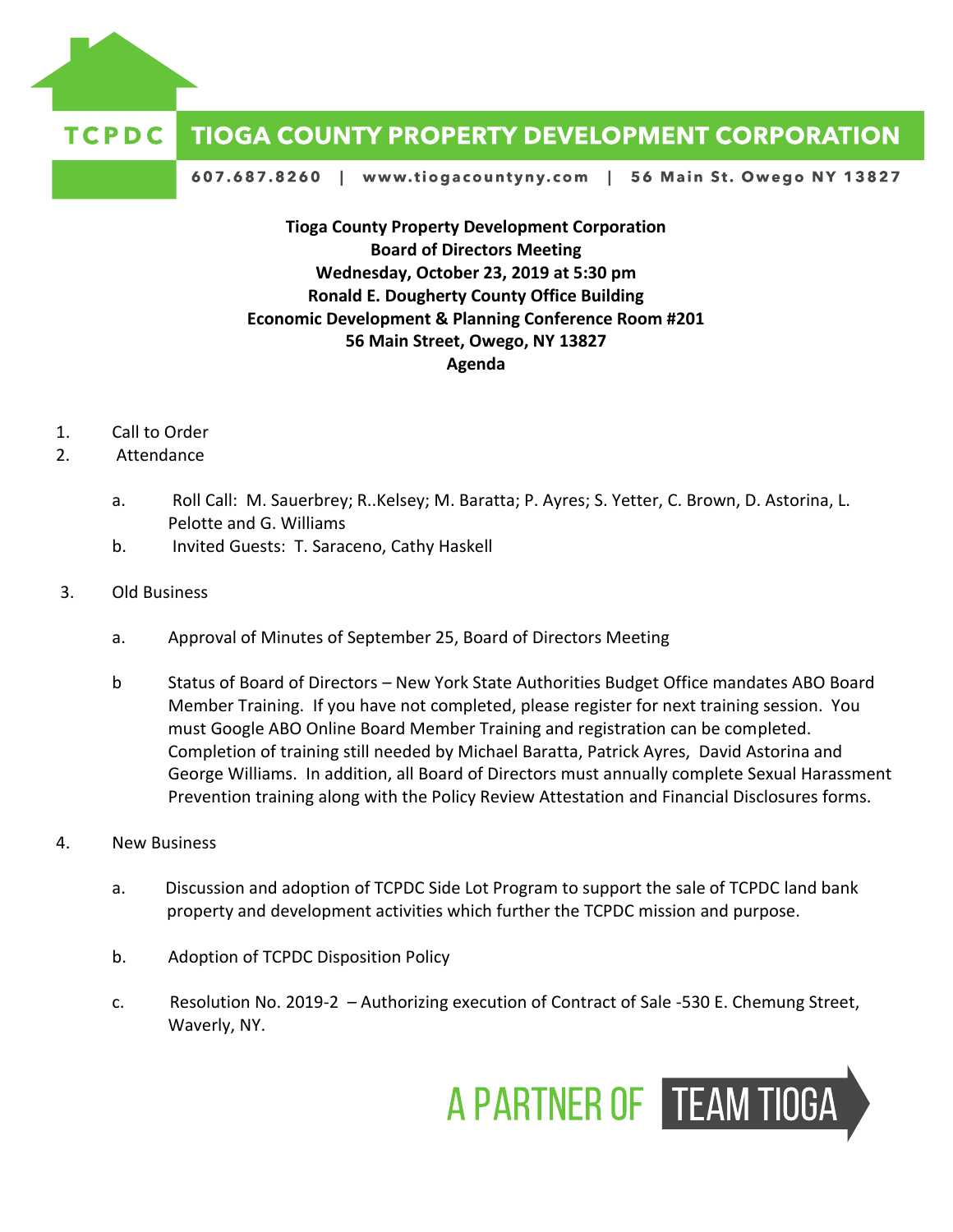TCPDC **TIOGA COUNTY PROPERTY DEVELOPMENT CORPORATION**

607.687.8260 | www.tiogacountyny.com | 56 Main St. Owego NY 13827

**Tioga County Property Development Corporation**
**Board of Directors Meeting**
**Wednesday, October 23, 2019 at 5:30 pm**
**Ronald E. Dougherty County Office Building**
**Economic Development & Planning Conference Room #201**
**56 Main Street, Owego, NY 13827**
**Agenda**

1. Call to Order
2. Attendance
   a. Roll Call: M. Sauerbrey; R..Kelsey; M. Baratta; P. Ayres; S. Yetter, C. Brown, D. Astorina, L. Pelotte and G. Williams
   b. Invited Guests: T. Saraceno, Cathy Haskell
3. Old Business
   a. Approval of Minutes of September 25, Board of Directors Meeting
   b Status of Board of Directors – New York State Authorities Budget Office mandates ABO Board Member Training. If you have not completed, please register for next training session. You must Google ABO Online Board Member Training and registration can be completed. Completion of training still needed by Michael Baratta, Patrick Ayres, David Astorina and George Williams. In addition, all Board of Directors must annually complete Sexual Harassment Prevention training along with the Policy Review Attestation and Financial Disclosures forms.
4. New Business
   a. Discussion and adoption of TCPDC Side Lot Program to support the sale of TCPDC land bank property and development activities which further the TCPDC mission and purpose.
   b. Adoption of TCPDC Disposition Policy
   c. Resolution No. 2019-2 – Authorizing execution of Contract of Sale -530 E. Chemung Street, Waverly, NY.

A PARTNER OF TEAM TIOGA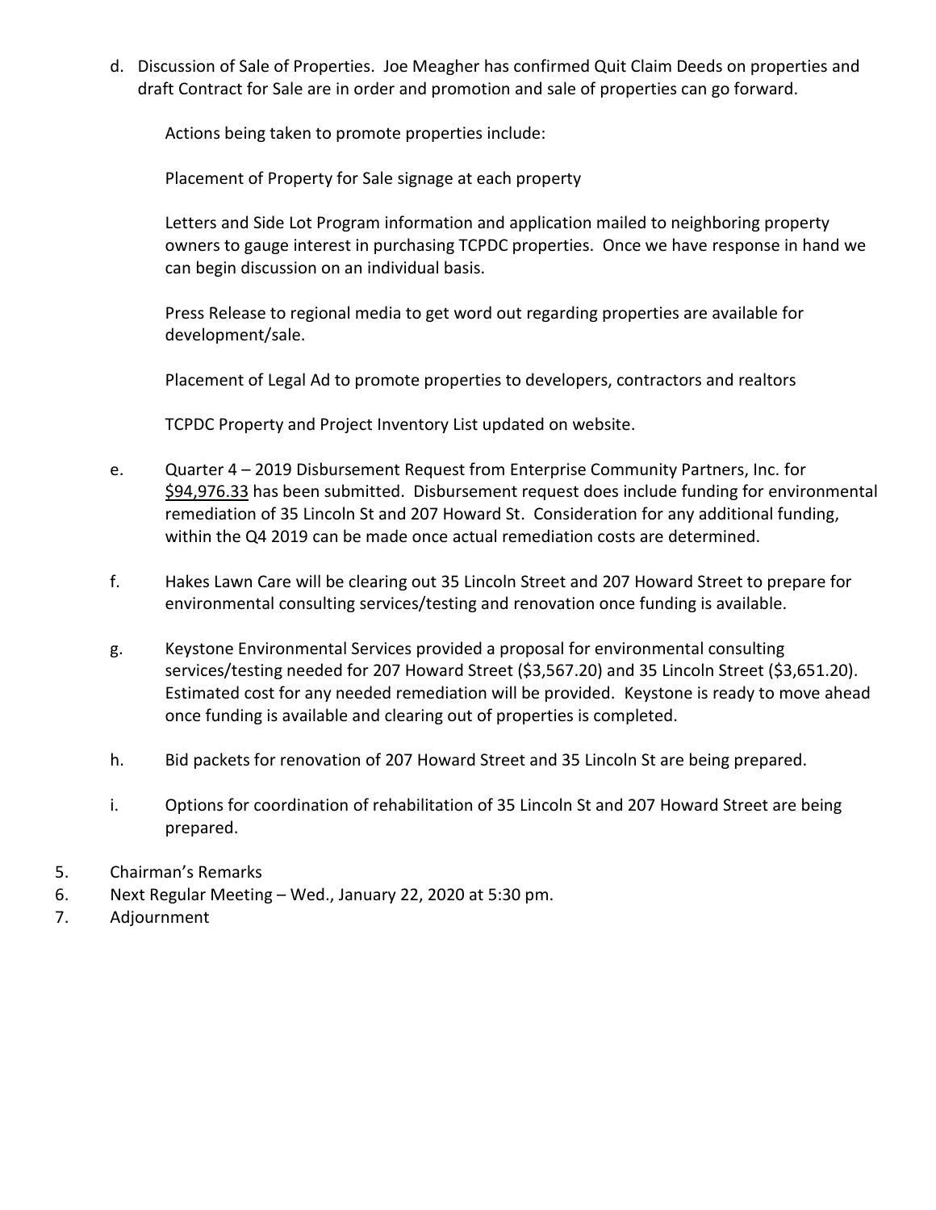d. Discussion of Sale of Properties. Joe Meagher has confirmed Quit Claim Deeds on properties and draft Contract for Sale are in order and promotion and sale of properties can go forward.

   Actions being taken to promote properties include:

   Placement of Property for Sale signage at each property

   Letters and Side Lot Program information and application mailed to neighboring property owners to gauge interest in purchasing TCPDC properties. Once we have response in hand we can begin discussion on an individual basis.

   Press Release to regional media to get word out regarding properties are available for development/sale.

   Placement of Legal Ad to promote properties to developers, contractors and realtors

   TCPDC Property and Project Inventory List updated on website.

e. Quarter 4 – 2019 Disbursement Request from Enterprise Community Partners, Inc. for <u>$94,976.33</u> has been submitted. Disbursement request does include funding for environmental remediation of 35 Lincoln St and 207 Howard St. Consideration for any additional funding, within the Q4 2019 can be made once actual remediation costs are determined.

f. Hakes Lawn Care will be clearing out 35 Lincoln Street and 207 Howard Street to prepare for environmental consulting services/testing and renovation once funding is available.

g. Keystone Environmental Services provided a proposal for environmental consulting services/testing needed for 207 Howard Street ($3,567.20) and 35 Lincoln Street ($3,651.20). Estimated cost for any needed remediation will be provided. Keystone is ready to move ahead once funding is available and clearing out of properties is completed.

h. Bid packets for renovation of 207 Howard Street and 35 Lincoln St are being prepared.

i. Options for coordination of rehabilitation of 35 Lincoln St and 207 Howard Street are being prepared.

5. Chairman's Remarks
6. Next Regular Meeting – Wed., January 22, 2020 at 5:30 pm.
7. Adjournment